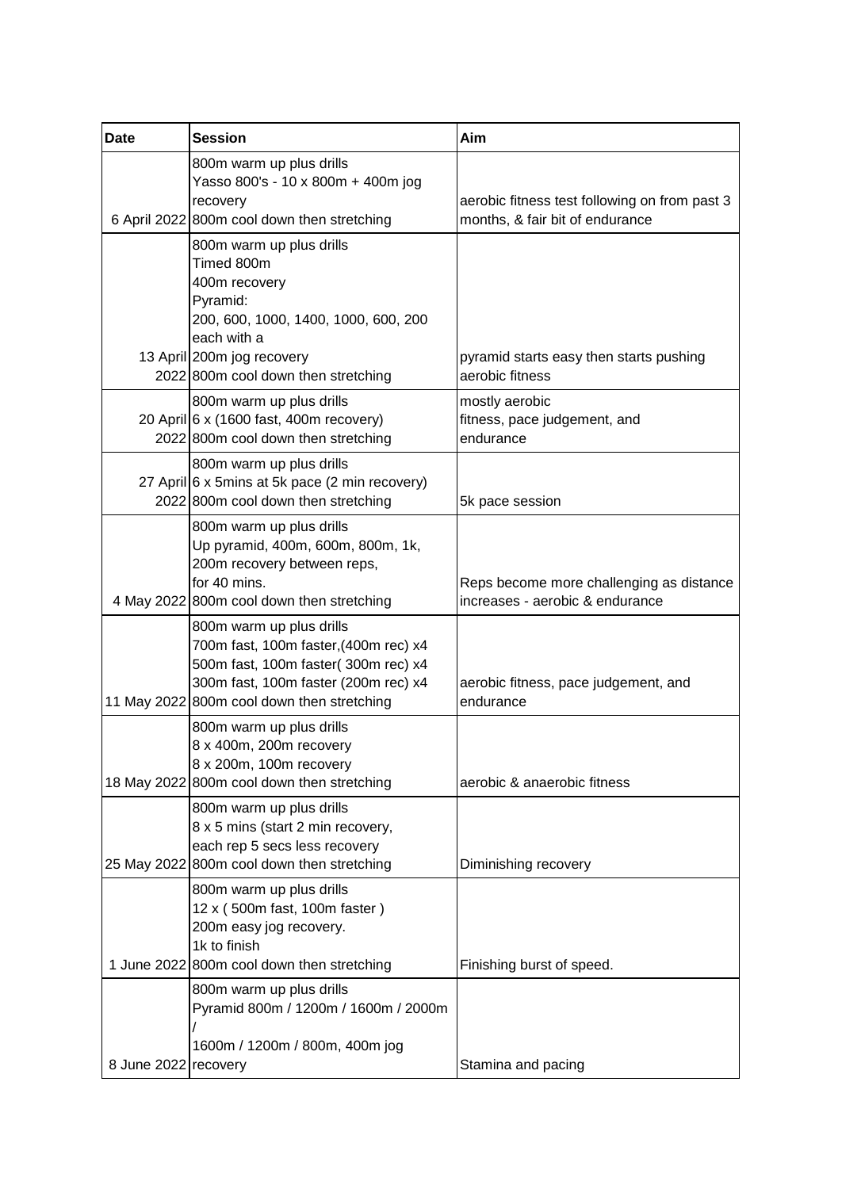| Date | Session | Aim |
|---|---|---|
| 6 April 2022 | 800m warm up plus drills<br>Yasso 800's - 10 x 800m + 400m jog recovery<br>800m cool down then stretching | aerobic fitness test following on from past 3 months, & fair bit of endurance |
| 13 April 2022 | 800m warm up plus drills<br>Timed 800m<br>400m recovery<br>Pyramid:<br>200, 600, 1000, 1400, 1000, 600, 200 each with a 200m jog recovery<br>800m cool down then stretching | pyramid starts easy then starts pushing aerobic fitness |
| 20 April 2022 | 800m warm up plus drills<br>6 x (1600 fast, 400m recovery)<br>800m cool down then stretching | mostly aerobic<br>fitness, pace judgement, and endurance |
| 27 April 2022 | 800m warm up plus drills<br>6 x 5mins at 5k pace (2 min recovery)<br>800m cool down then stretching | 5k pace session |
| 4 May 2022 | 800m warm up plus drills<br>Up pyramid, 400m, 600m, 800m, 1k,<br>200m recovery between reps,<br>for 40 mins.<br>800m cool down then stretching | Reps become more challenging as distance increases - aerobic & endurance |
| 11 May 2022 | 800m warm up plus drills<br>700m fast, 100m faster,(400m rec) x4<br>500m fast, 100m faster( 300m rec) x4<br>300m fast, 100m faster (200m rec) x4<br>800m cool down then stretching | aerobic fitness, pace judgement, and endurance |
| 18 May 2022 | 800m warm up plus drills<br>8 x 400m, 200m recovery<br>8 x 200m, 100m recovery<br>800m cool down then stretching | aerobic & anaerobic fitness |
| 25 May 2022 | 800m warm up plus drills<br>8 x 5 mins (start 2 min recovery, each rep 5 secs less recovery<br>800m cool down then stretching | Diminishing recovery |
| 1 June 2022 | 800m warm up plus drills<br>12 x ( 500m fast, 100m faster )<br>200m easy jog recovery.<br>1k to finish<br>800m cool down then stretching | Finishing burst of speed. |
| 8 June 2022 | 800m warm up plus drills<br>Pyramid 800m / 1200m / 1600m / 2000m /<br>1600m / 1200m / 800m, 400m jog recovery | Stamina and pacing |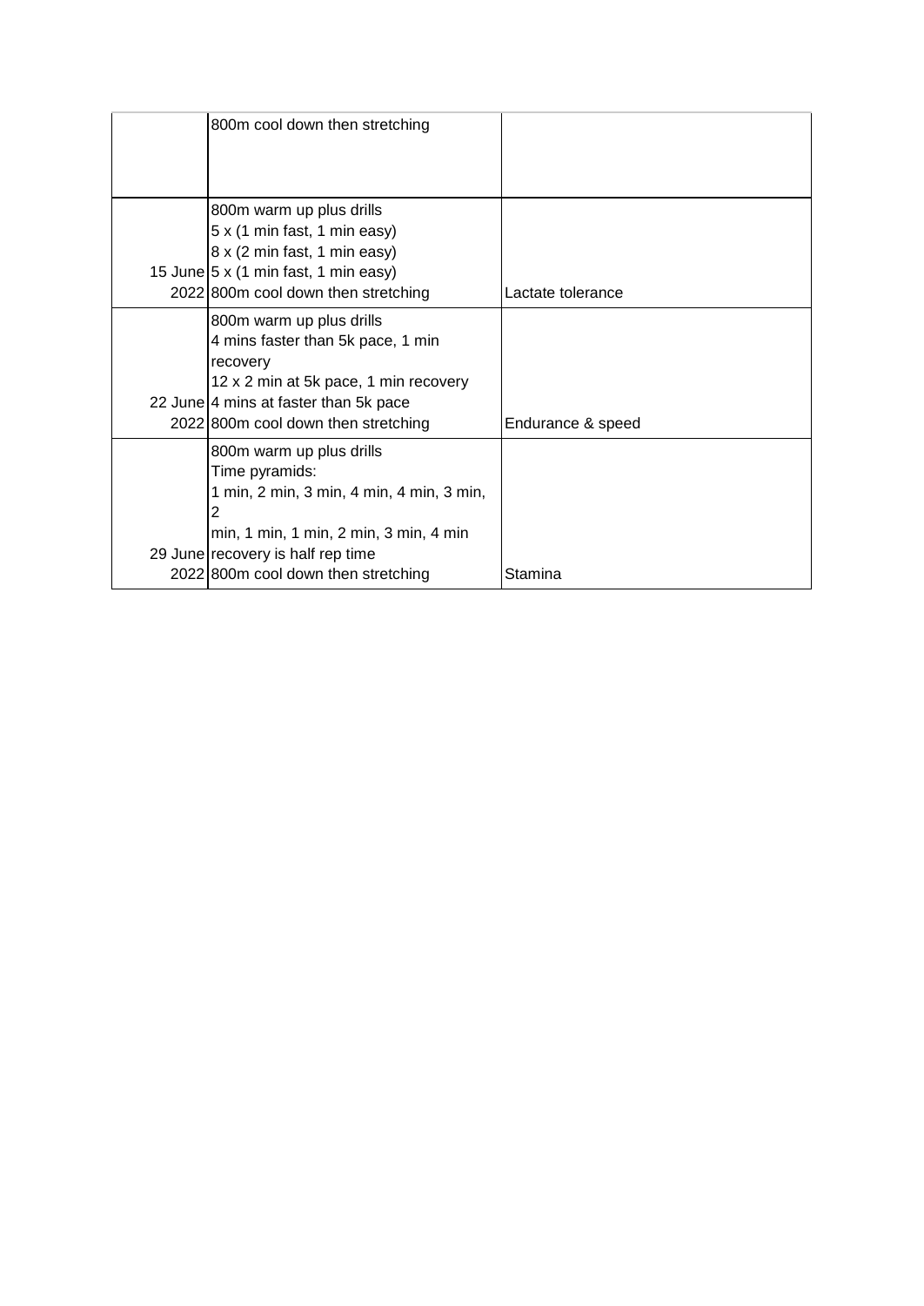| | | |
|---|---|---|
| | 800m cool down then stretching | |
| 15 June 2022 | 800m warm up plus drills<br>5 x (1 min fast, 1 min easy)<br>8 x (2 min fast, 1 min easy)<br>5 x (1 min fast, 1 min easy)<br>800m cool down then stretching | Lactate tolerance |
| 22 June 2022 | 800m warm up plus drills<br>4 mins faster than 5k pace, 1 min recovery<br>12 x 2 min at 5k pace, 1 min recovery<br>4 mins at faster than 5k pace<br>800m cool down then stretching | Endurance & speed |
| 29 June 2022 | 800m warm up plus drills<br>Time pyramids:<br>1 min, 2 min, 3 min, 4 min, 4 min, 3 min, 2 min, 1 min, 1 min, 2 min, 3 min, 4 min<br>recovery is half rep time<br>800m cool down then stretching | Stamina |